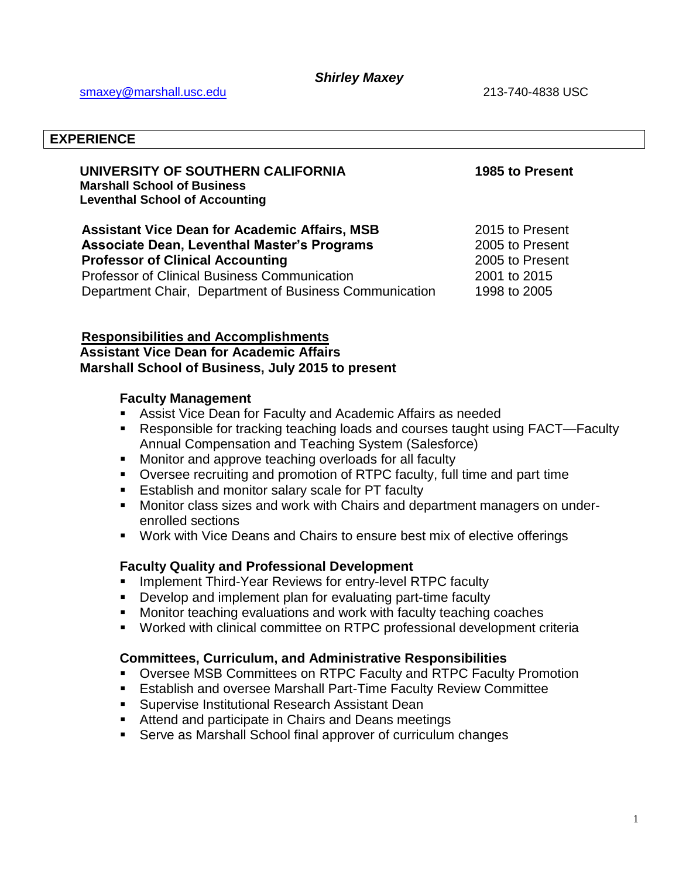# *Shirley Maxey*

smaxey@marshall.usc.edu 213-740-4838 USC

## EXPERIENCE

**UNIVERSITY OF SOUTHERN CALIFORNIA** **1985 to Present**
**Marshall School of Business**
**Leventhal School of Accounting**

| | |
|---|---|
| **Assistant Vice Dean for Academic Affairs, MSB** | 2015 to Present |
| **Associate Dean, Leventhal Master's Programs** | 2005 to Present |
| **Professor of Clinical Accounting** | 2005 to Present |
| Professor of Clinical Business Communication | 2001 to 2015 |
| Department Chair, Department of Business Communication | 1998 to 2005 |

**Responsibilities and Accomplishments**

**Assistant Vice Dean for Academic Affairs**
**Marshall School of Business, July 2015 to present**

**Faculty Management**

- Assist Vice Dean for Faculty and Academic Affairs as needed
- Responsible for tracking teaching loads and courses taught using FACT—Faculty Annual Compensation and Teaching System (Salesforce)
- Monitor and approve teaching overloads for all faculty
- Oversee recruiting and promotion of RTPC faculty, full time and part time
- Establish and monitor salary scale for PT faculty
- Monitor class sizes and work with Chairs and department managers on under-enrolled sections
- Work with Vice Deans and Chairs to ensure best mix of elective offerings

**Faculty Quality and Professional Development**

- Implement Third-Year Reviews for entry-level RTPC faculty
- Develop and implement plan for evaluating part-time faculty
- Monitor teaching evaluations and work with faculty teaching coaches
- Worked with clinical committee on RTPC professional development criteria

**Committees, Curriculum, and Administrative Responsibilities**

- Oversee MSB Committees on RTPC Faculty and RTPC Faculty Promotion
- Establish and oversee Marshall Part-Time Faculty Review Committee
- Supervise Institutional Research Assistant Dean
- Attend and participate in Chairs and Deans meetings
- Serve as Marshall School final approver of curriculum changes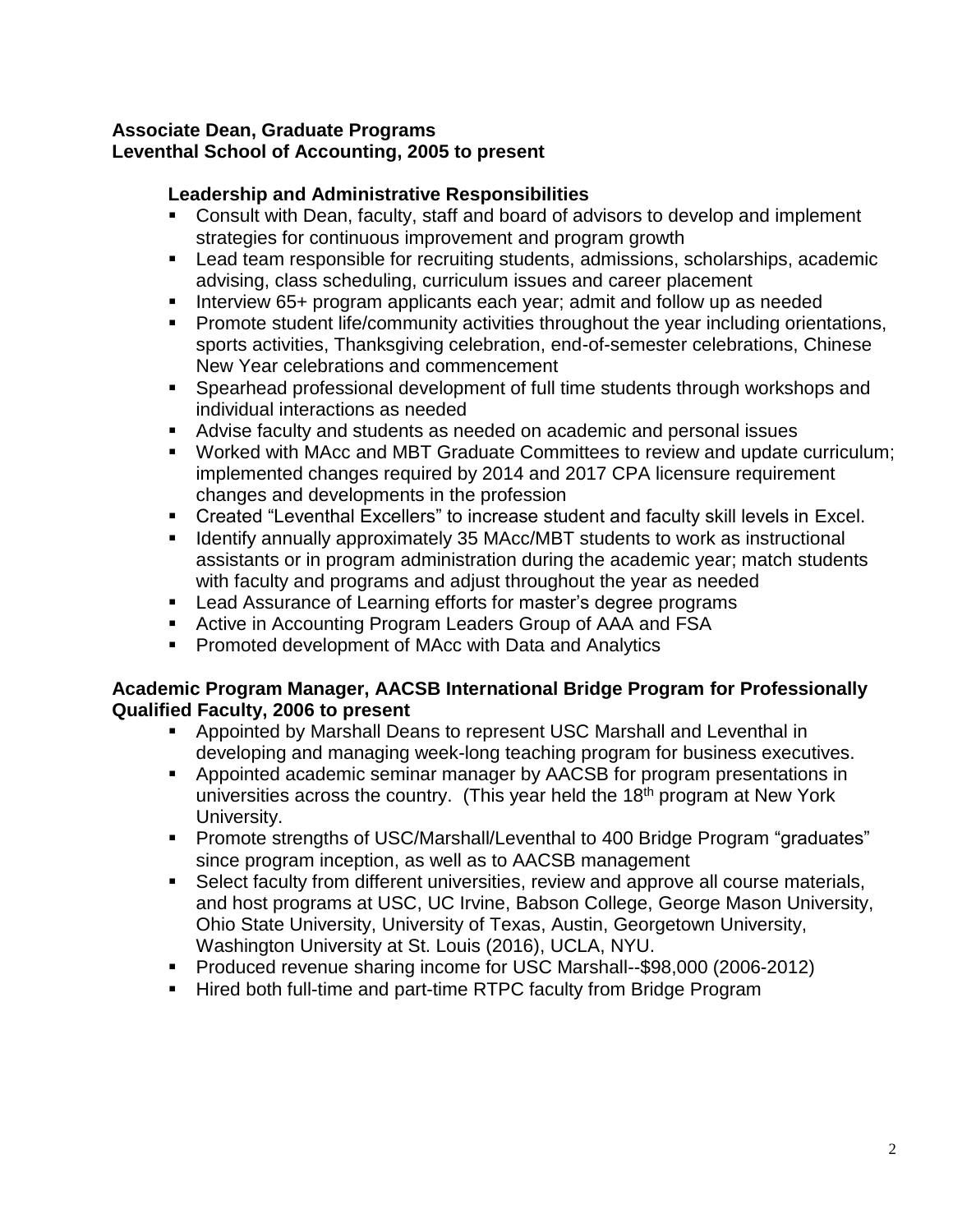**Associate Dean, Graduate Programs**
**Leventhal School of Accounting, 2005 to present**

**Leadership and Administrative Responsibilities**

- Consult with Dean, faculty, staff and board of advisors to develop and implement strategies for continuous improvement and program growth
- Lead team responsible for recruiting students, admissions, scholarships, academic advising, class scheduling, curriculum issues and career placement
- Interview 65+ program applicants each year; admit and follow up as needed
- Promote student life/community activities throughout the year including orientations, sports activities, Thanksgiving celebration, end-of-semester celebrations, Chinese New Year celebrations and commencement
- Spearhead professional development of full time students through workshops and individual interactions as needed
- Advise faculty and students as needed on academic and personal issues
- Worked with MAcc and MBT Graduate Committees to review and update curriculum; implemented changes required by 2014 and 2017 CPA licensure requirement changes and developments in the profession
- Created "Leventhal Excellers" to increase student and faculty skill levels in Excel.
- Identify annually approximately 35 MAcc/MBT students to work as instructional assistants or in program administration during the academic year; match students with faculty and programs and adjust throughout the year as needed
- Lead Assurance of Learning efforts for master's degree programs
- Active in Accounting Program Leaders Group of AAA and FSA
- Promoted development of MAcc with Data and Analytics

**Academic Program Manager, AACSB International Bridge Program for Professionally Qualified Faculty, 2006 to present**

- Appointed by Marshall Deans to represent USC Marshall and Leventhal in developing and managing week-long teaching program for business executives.
- Appointed academic seminar manager by AACSB for program presentations in universities across the country. (This year held the 18th program at New York University.
- Promote strengths of USC/Marshall/Leventhal to 400 Bridge Program "graduates" since program inception, as well as to AACSB management
- Select faculty from different universities, review and approve all course materials, and host programs at USC, UC Irvine, Babson College, George Mason University, Ohio State University, University of Texas, Austin, Georgetown University, Washington University at St. Louis (2016), UCLA, NYU.
- Produced revenue sharing income for USC Marshall--$98,000 (2006-2012)
- Hired both full-time and part-time RTPC faculty from Bridge Program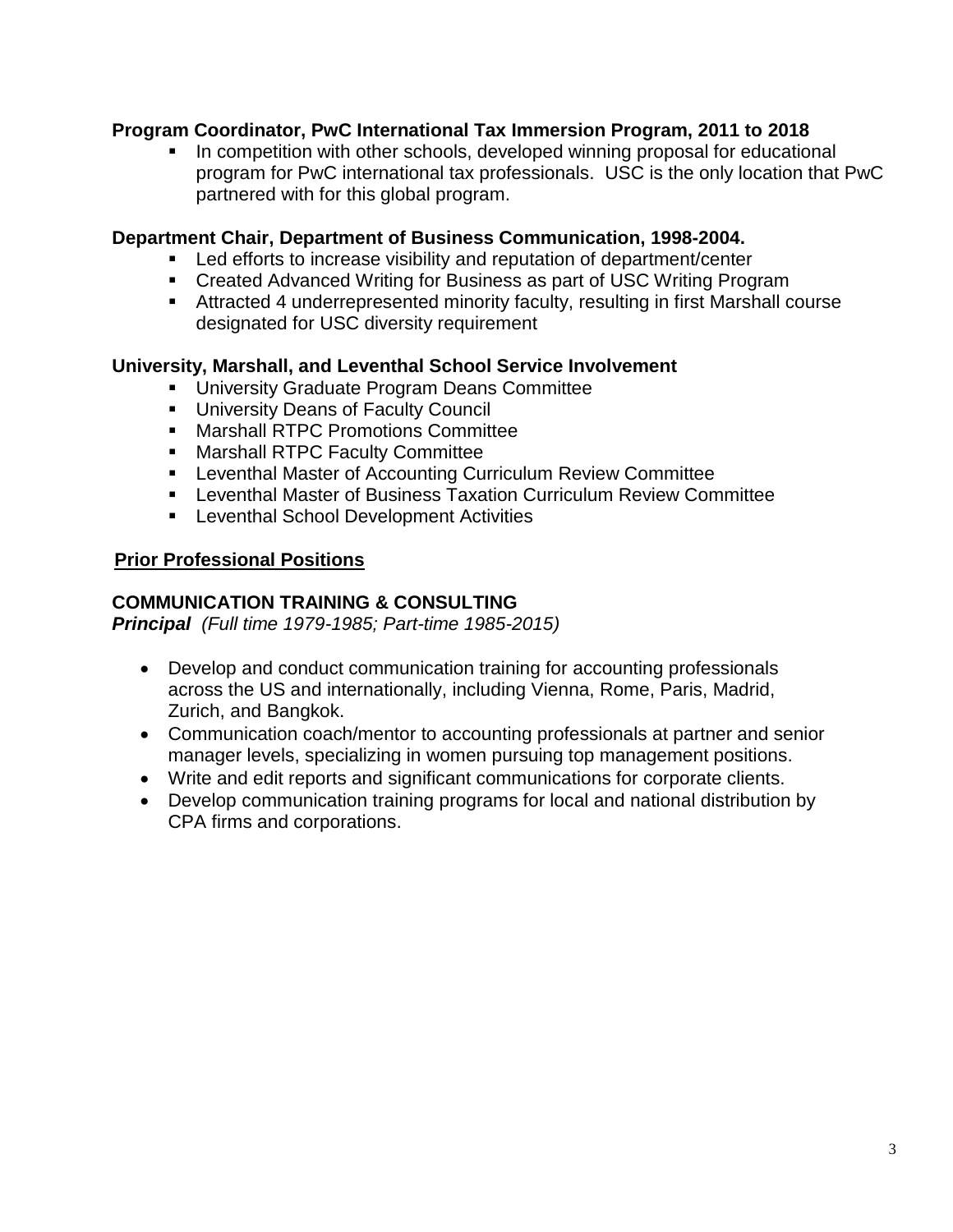**Program Coordinator, PwC International Tax Immersion Program, 2011 to 2018**

- In competition with other schools, developed winning proposal for educational program for PwC international tax professionals. USC is the only location that PwC partnered with for this global program.

**Department Chair, Department of Business Communication, 1998-2004.**

- Led efforts to increase visibility and reputation of department/center
- Created Advanced Writing for Business as part of USC Writing Program
- Attracted 4 underrepresented minority faculty, resulting in first Marshall course designated for USC diversity requirement

**University, Marshall, and Leventhal School Service Involvement**

- University Graduate Program Deans Committee
- University Deans of Faculty Council
- Marshall RTPC Promotions Committee
- Marshall RTPC Faculty Committee
- Leventhal Master of Accounting Curriculum Review Committee
- Leventhal Master of Business Taxation Curriculum Review Committee
- Leventhal School Development Activities

## Prior Professional Positions

### COMMUNICATION TRAINING & CONSULTING

***Principal*** *(Full time 1979-1985; Part-time 1985-2015)*

- Develop and conduct communication training for accounting professionals across the US and internationally, including Vienna, Rome, Paris, Madrid, Zurich, and Bangkok.
- Communication coach/mentor to accounting professionals at partner and senior manager levels, specializing in women pursuing top management positions.
- Write and edit reports and significant communications for corporate clients.
- Develop communication training programs for local and national distribution by CPA firms and corporations.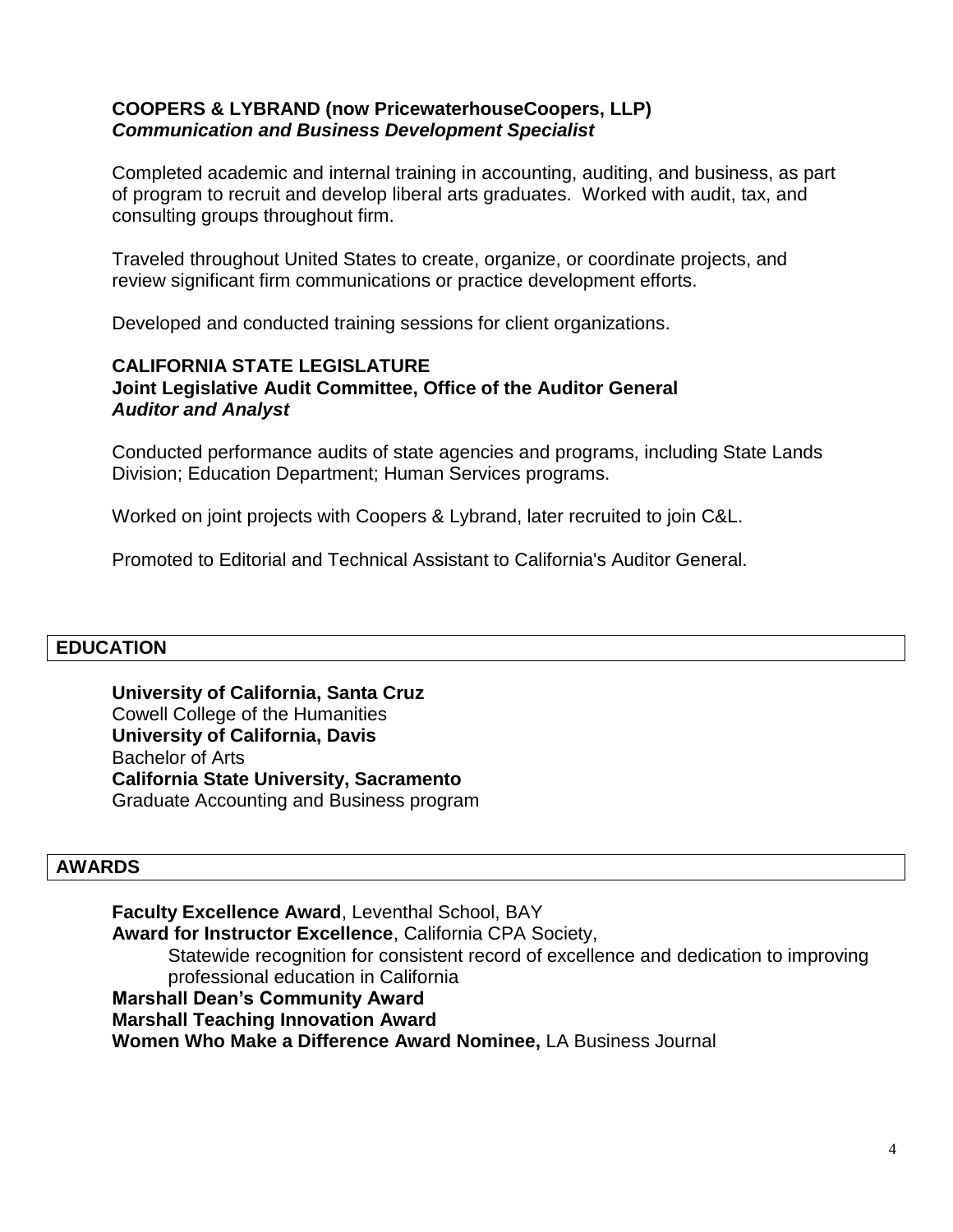**COOPERS & LYBRAND (now PricewaterhouseCoopers, LLP)**
***Communication and Business Development Specialist***

Completed academic and internal training in accounting, auditing, and business, as part of program to recruit and develop liberal arts graduates. Worked with audit, tax, and consulting groups throughout firm.

Traveled throughout United States to create, organize, or coordinate projects, and review significant firm communications or practice development efforts.

Developed and conducted training sessions for client organizations.

**CALIFORNIA STATE LEGISLATURE**
**Joint Legislative Audit Committee, Office of the Auditor General**
***Auditor and Analyst***

Conducted performance audits of state agencies and programs, including State Lands Division; Education Department; Human Services programs.

Worked on joint projects with Coopers & Lybrand, later recruited to join C&L.

Promoted to Editorial and Technical Assistant to California's Auditor General.

## EDUCATION

**University of California, Santa Cruz**
Cowell College of the Humanities
**University of California, Davis**
Bachelor of Arts
**California State University, Sacramento**
Graduate Accounting and Business program

## AWARDS

**Faculty Excellence Award**, Leventhal School, BAY
**Award for Instructor Excellence**, California CPA Society,
Statewide recognition for consistent record of excellence and dedication to improving professional education in California
**Marshall Dean's Community Award**
**Marshall Teaching Innovation Award**
**Women Who Make a Difference Award Nominee,** LA Business Journal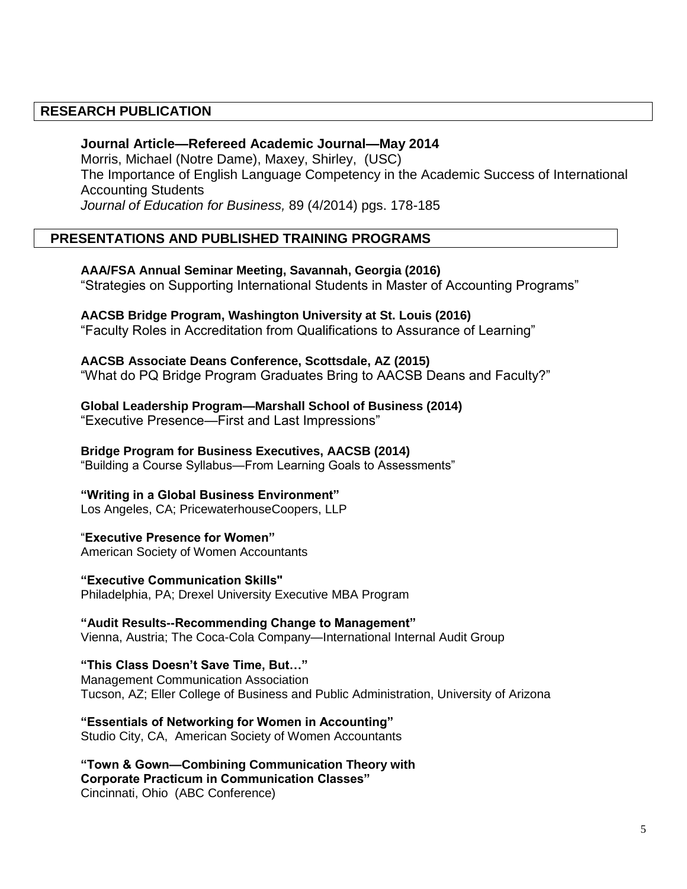## RESEARCH PUBLICATION

**Journal Article—Refereed Academic Journal—May 2014**
Morris, Michael (Notre Dame), Maxey, Shirley, (USC)
The Importance of English Language Competency in the Academic Success of International Accounting Students
*Journal of Education for Business,* 89 (4/2014) pgs. 178-185

## PRESENTATIONS AND PUBLISHED TRAINING PROGRAMS

**AAA/FSA Annual Seminar Meeting, Savannah, Georgia (2016)**
"Strategies on Supporting International Students in Master of Accounting Programs"

**AACSB Bridge Program, Washington University at St. Louis (2016)**
"Faculty Roles in Accreditation from Qualifications to Assurance of Learning"

**AACSB Associate Deans Conference, Scottsdale, AZ (2015)**
"What do PQ Bridge Program Graduates Bring to AACSB Deans and Faculty?"

**Global Leadership Program—Marshall School of Business (2014)**
"Executive Presence—First and Last Impressions"

**Bridge Program for Business Executives, AACSB (2014)**
"Building a Course Syllabus—From Learning Goals to Assessments"

**"Writing in a Global Business Environment"**
Los Angeles, CA; PricewaterhouseCoopers, LLP

**"Executive Presence for Women"**
American Society of Women Accountants

**"Executive Communication Skills"**
Philadelphia, PA; Drexel University Executive MBA Program

**"Audit Results--Recommending Change to Management"**
Vienna, Austria; The Coca-Cola Company—International Internal Audit Group

**"This Class Doesn't Save Time, But…"**
Management Communication Association
Tucson, AZ; Eller College of Business and Public Administration, University of Arizona

**"Essentials of Networking for Women in Accounting"**
Studio City, CA, American Society of Women Accountants

**"Town & Gown—Combining Communication Theory with Corporate Practicum in Communication Classes"**
Cincinnati, Ohio (ABC Conference)